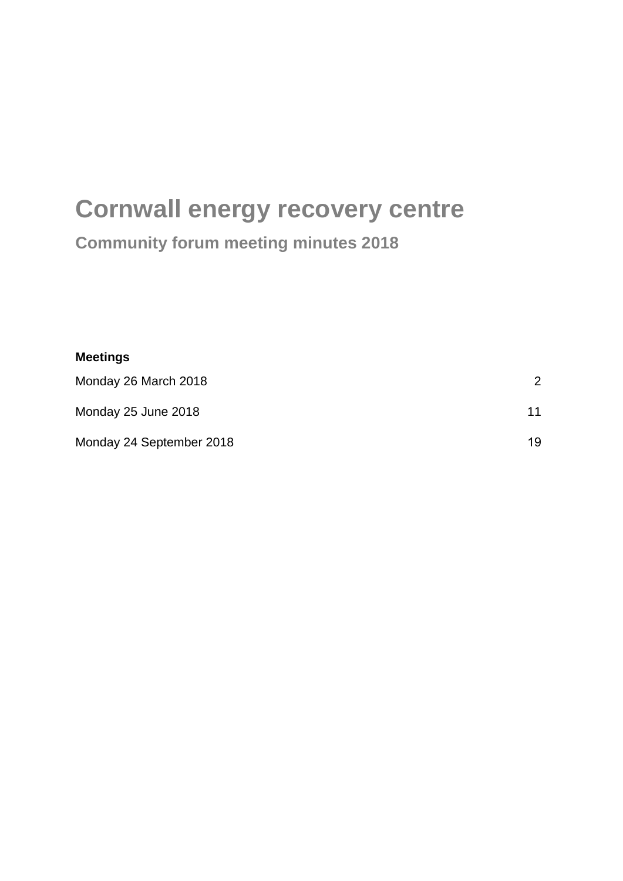# Cornwall energy recovery centre

## Community forum meeting minutes 2018

**Meetings**

| Meeting | Page |
|---|---|
| Monday 26 March 2018 | 2 |
| Monday 25 June 2018 | 11 |
| Monday 24 September 2018 | 19 |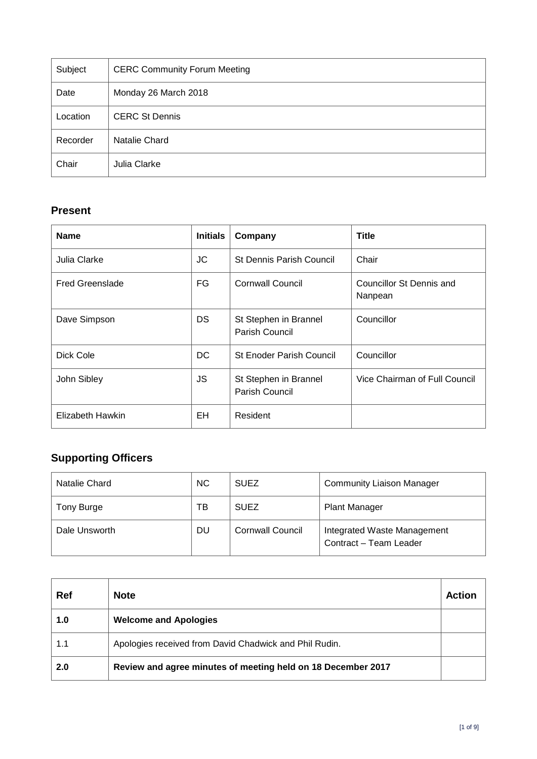| Subject | CERC Community Forum Meeting |
|---|---|
| Date | Monday 26 March 2018 |
| Location | CERC St Dennis |
| Recorder | Natalie Chard |
| Chair | Julia Clarke |

## Present

| Name | Initials | Company | Title |
|---|---|---|---|
| Julia Clarke | JC | St Dennis Parish Council | Chair |
| Fred Greenslade | FG | Cornwall Council | Councillor St Dennis and Nanpean |
| Dave Simpson | DS | St Stephen in Brannel Parish Council | Councillor |
| Dick Cole | DC | St Enoder Parish Council | Councillor |
| John Sibley | JS | St Stephen in Brannel Parish Council | Vice Chairman of Full Council |
| Elizabeth Hawkin | EH | Resident | |

## Supporting Officers

| Name | Initials | Company | Title |
|---|---|---|---|
| Natalie Chard | NC | SUEZ | Community Liaison Manager |
| Tony Burge | TB | SUEZ | Plant Manager |
| Dale Unsworth | DU | Cornwall Council | Integrated Waste Management Contract – Team Leader |

| Ref | Note | Action |
|---|---|---|
| **1.0** | **Welcome and Apologies** | |
| 1.1 | Apologies received from David Chadwick and Phil Rudin. | |
| **2.0** | **Review and agree minutes of meeting held on 18 December 2017** | |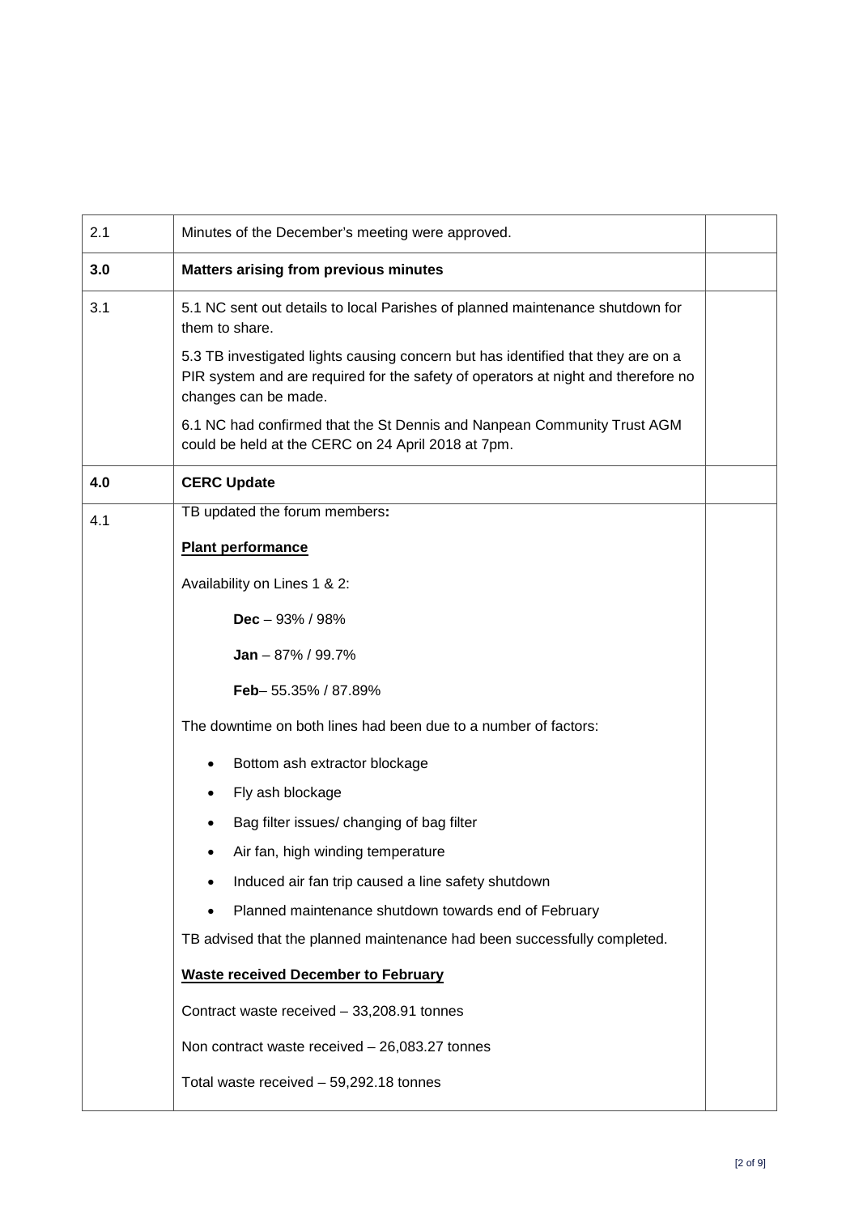| | | |
|---|---|---|
| 2.1 | Minutes of the December's meeting were approved. | |
| **3.0** | **Matters arising from previous minutes** | |
| 3.1 | 5.1 NC sent out details to local Parishes of planned maintenance shutdown for them to share.<br><br>5.3 TB investigated lights causing concern but has identified that they are on a PIR system and are required for the safety of operators at night and therefore no changes can be made.<br><br>6.1 NC had confirmed that the St Dennis and Nanpean Community Trust AGM could be held at the CERC on 24 April 2018 at 7pm. | |
| **4.0** | **CERC Update** | |
| 4.1 | TB updated the forum members**:**<br><br>**<u>Plant performance</u>**<br><br>Availability on Lines 1 & 2:<br><br>**Dec** – 93% / 98%<br><br>**Jan** – 87% / 99.7%<br><br>**Feb**– 55.35% / 87.89%<br><br>The downtime on both lines had been due to a number of factors:<br><br>• Bottom ash extractor blockage<br>• Fly ash blockage<br>• Bag filter issues/ changing of bag filter<br>• Air fan, high winding temperature<br>• Induced air fan trip caused a line safety shutdown<br>• Planned maintenance shutdown towards end of February<br><br>TB advised that the planned maintenance had been successfully completed.<br><br>**<u>Waste received December to February</u>**<br><br>Contract waste received – 33,208.91 tonnes<br><br>Non contract waste received – 26,083.27 tonnes<br><br>Total waste received – 59,292.18 tonnes | |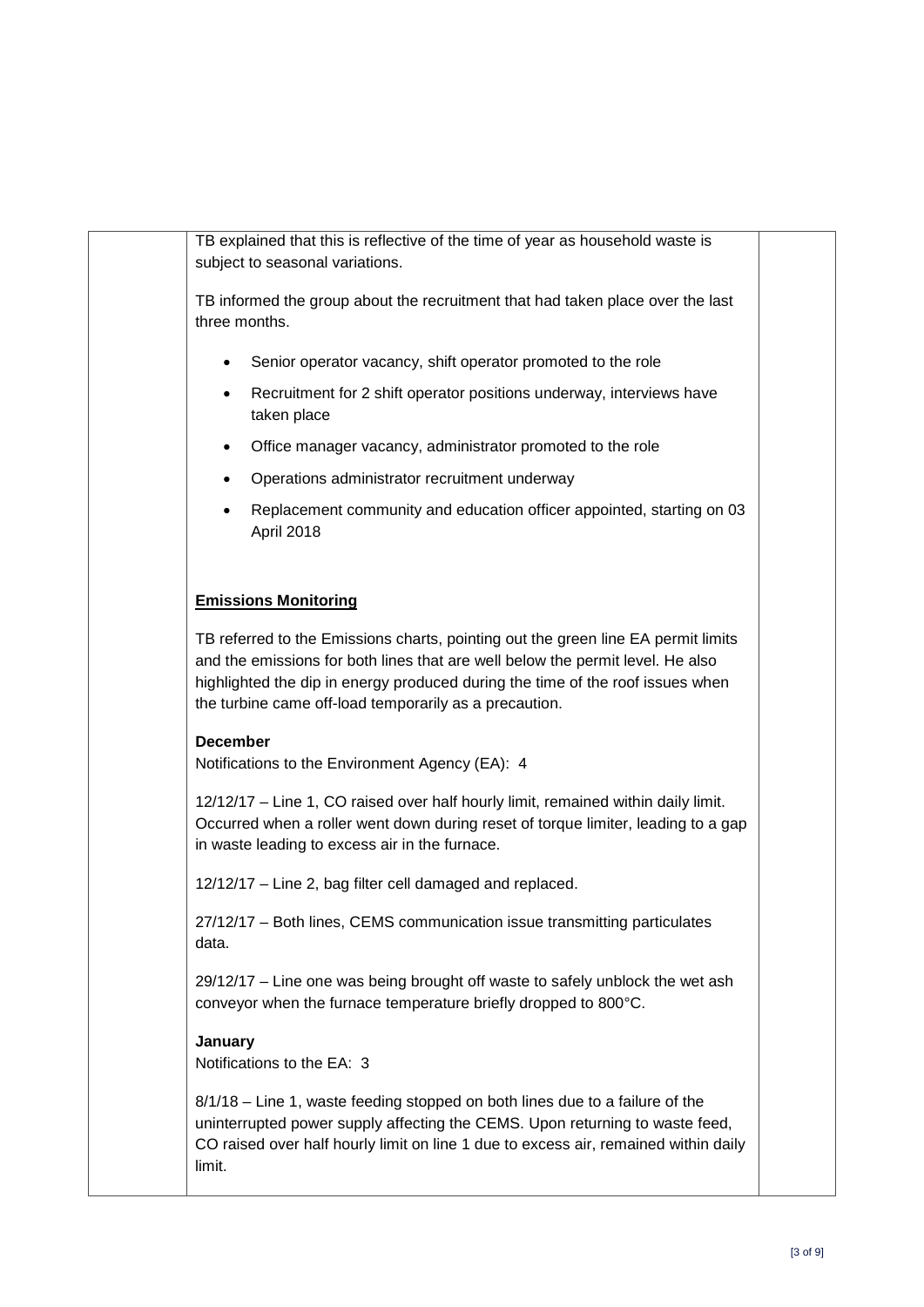TB explained that this is reflective of the time of year as household waste is subject to seasonal variations.

TB informed the group about the recruitment that had taken place over the last three months.

- Senior operator vacancy, shift operator promoted to the role
- Recruitment for 2 shift operator positions underway, interviews have taken place
- Office manager vacancy, administrator promoted to the role
- Operations administrator recruitment underway
- Replacement community and education officer appointed, starting on 03 April 2018

**<u>Emissions Monitoring</u>**

TB referred to the Emissions charts, pointing out the green line EA permit limits and the emissions for both lines that are well below the permit level. He also highlighted the dip in energy produced during the time of the roof issues when the turbine came off-load temporarily as a precaution.

**December**
Notifications to the Environment Agency (EA): 4

12/12/17 – Line 1, CO raised over half hourly limit, remained within daily limit. Occurred when a roller went down during reset of torque limiter, leading to a gap in waste leading to excess air in the furnace.

12/12/17 – Line 2, bag filter cell damaged and replaced.

27/12/17 – Both lines, CEMS communication issue transmitting particulates data.

29/12/17 – Line one was being brought off waste to safely unblock the wet ash conveyor when the furnace temperature briefly dropped to 800°C.

**January**
Notifications to the EA: 3

8/1/18 – Line 1, waste feeding stopped on both lines due to a failure of the uninterrupted power supply affecting the CEMS. Upon returning to waste feed, CO raised over half hourly limit on line 1 due to excess air, remained within daily limit.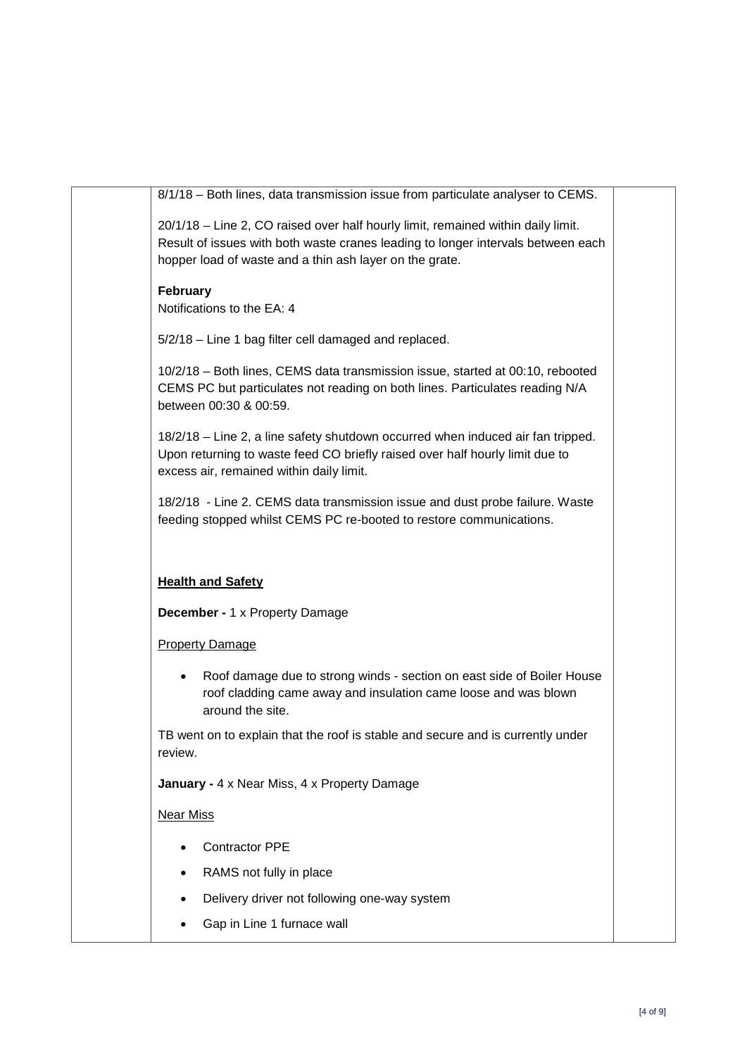8/1/18 – Both lines, data transmission issue from particulate analyser to CEMS.

20/1/18 – Line 2, CO raised over half hourly limit, remained within daily limit. Result of issues with both waste cranes leading to longer intervals between each hopper load of waste and a thin ash layer on the grate.

**February**
Notifications to the EA: 4

5/2/18 – Line 1 bag filter cell damaged and replaced.

10/2/18 – Both lines, CEMS data transmission issue, started at 00:10, rebooted CEMS PC but particulates not reading on both lines. Particulates reading N/A between 00:30 & 00:59.

18/2/18 – Line 2, a line safety shutdown occurred when induced air fan tripped. Upon returning to waste feed CO briefly raised over half hourly limit due to excess air, remained within daily limit.

18/2/18 - Line 2. CEMS data transmission issue and dust probe failure. Waste feeding stopped whilst CEMS PC re-booted to restore communications.

**Health and Safety**

**December -** 1 x Property Damage

Property Damage

- Roof damage due to strong winds - section on east side of Boiler House roof cladding came away and insulation came loose and was blown around the site.

TB went on to explain that the roof is stable and secure and is currently under review.

**January -** 4 x Near Miss, 4 x Property Damage

Near Miss

- Contractor PPE
- RAMS not fully in place
- Delivery driver not following one-way system
- Gap in Line 1 furnace wall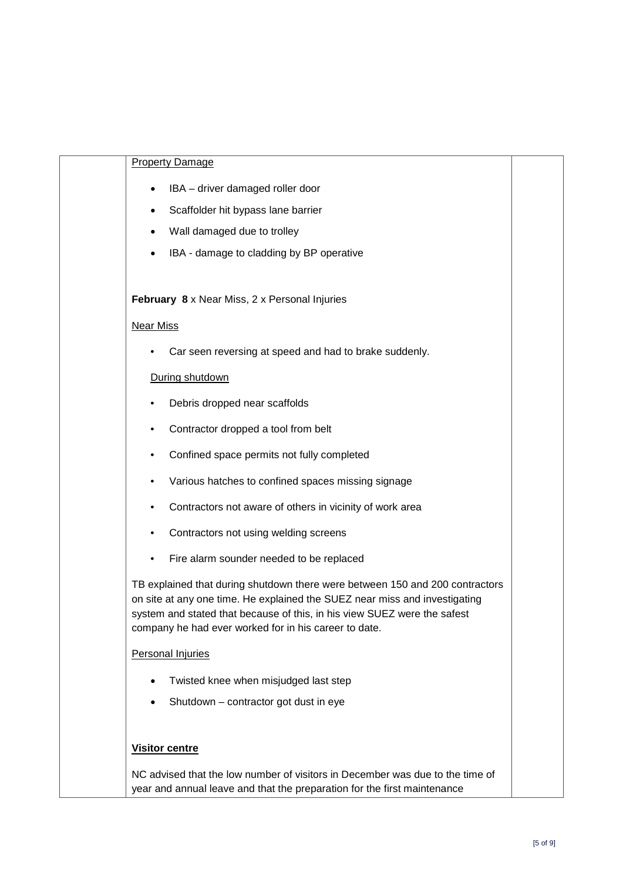Property Damage

- IBA – driver damaged roller door
- Scaffolder hit bypass lane barrier
- Wall damaged due to trolley
- IBA - damage to cladding by BP operative

**February 8** x Near Miss, 2 x Personal Injuries

Near Miss

- Car seen reversing at speed and had to brake suddenly.

During shutdown

- Debris dropped near scaffolds
- Contractor dropped a tool from belt
- Confined space permits not fully completed
- Various hatches to confined spaces missing signage
- Contractors not aware of others in vicinity of work area
- Contractors not using welding screens
- Fire alarm sounder needed to be replaced

TB explained that during shutdown there were between 150 and 200 contractors on site at any one time. He explained the SUEZ near miss and investigating system and stated that because of this, in his view SUEZ were the safest company he had ever worked for in his career to date.

Personal Injuries

- Twisted knee when misjudged last step
- Shutdown – contractor got dust in eye

**Visitor centre**

NC advised that the low number of visitors in December was due to the time of year and annual leave and that the preparation for the first maintenance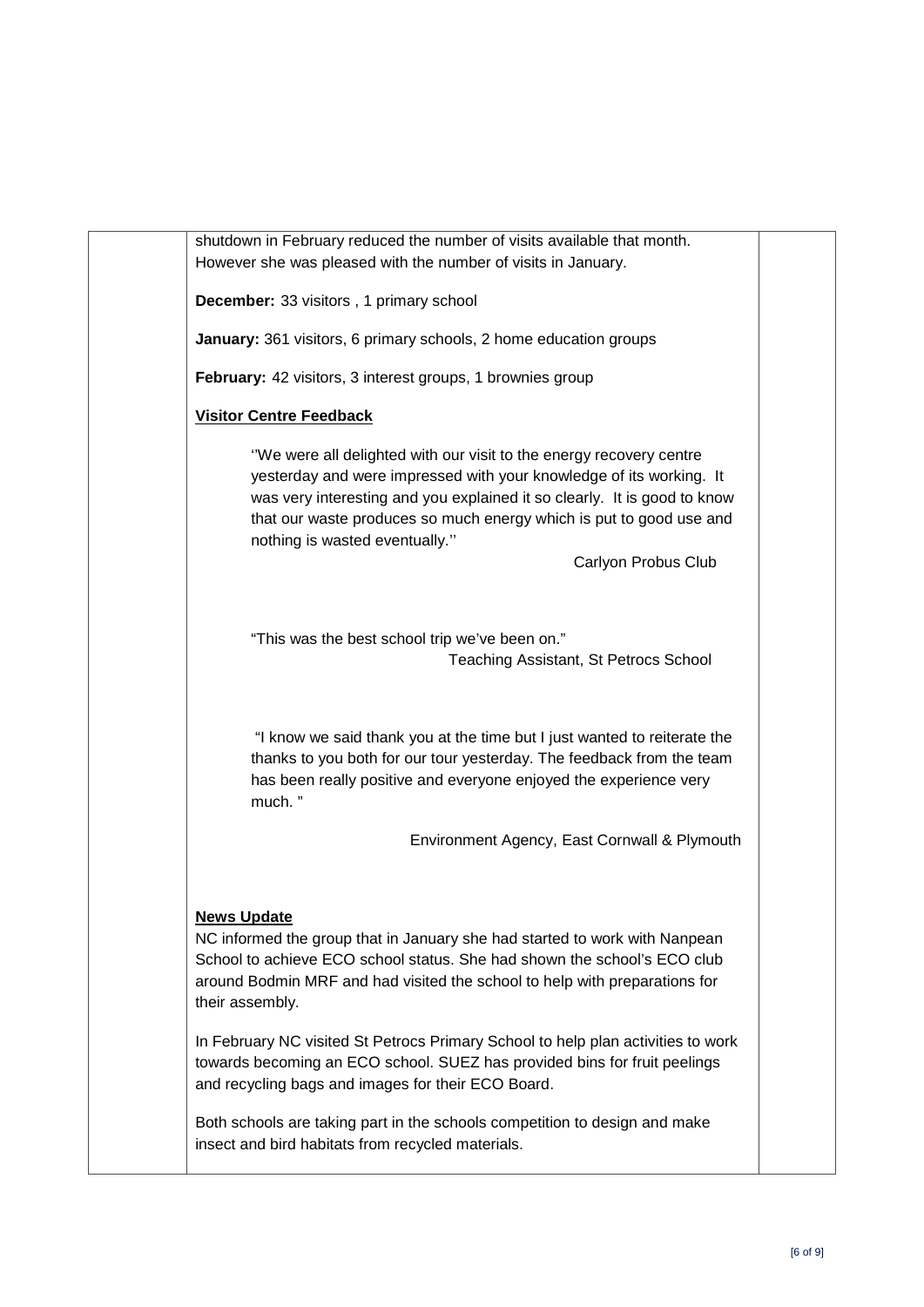shutdown in February reduced the number of visits available that month. However she was pleased with the number of visits in January.

**December:** 33 visitors , 1 primary school

**January:** 361 visitors, 6 primary schools, 2 home education groups

**February:** 42 visitors, 3 interest groups, 1 brownies group

**Visitor Centre Feedback**

> ''We were all delighted with our visit to the energy recovery centre yesterday and were impressed with your knowledge of its working. It was very interesting and you explained it so clearly. It is good to know that our waste produces so much energy which is put to good use and nothing is wasted eventually.''
>
> Carlyon Probus Club

> "This was the best school trip we've been on."
>
> Teaching Assistant, St Petrocs School

> "I know we said thank you at the time but I just wanted to reiterate the thanks to you both for our tour yesterday. The feedback from the team has been really positive and everyone enjoyed the experience very much. "
>
> Environment Agency, East Cornwall & Plymouth

**News Update**

NC informed the group that in January she had started to work with Nanpean School to achieve ECO school status. She had shown the school's ECO club around Bodmin MRF and had visited the school to help with preparations for their assembly.

In February NC visited St Petrocs Primary School to help plan activities to work towards becoming an ECO school. SUEZ has provided bins for fruit peelings and recycling bags and images for their ECO Board.

Both schools are taking part in the schools competition to design and make insect and bird habitats from recycled materials.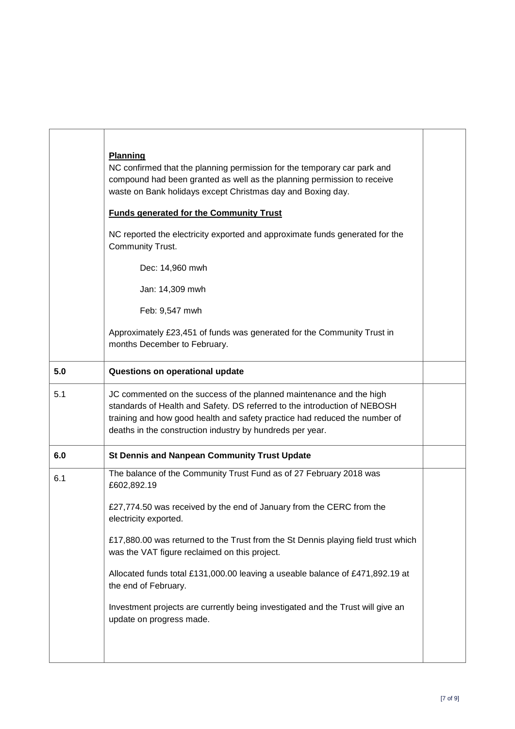|  |  |  |
|---|---|---|
|  | **Planning**<br>NC confirmed that the planning permission for the temporary car park and compound had been granted as well as the planning permission to receive waste on Bank holidays except Christmas day and Boxing day.<br><br>**Funds generated for the Community Trust**<br><br>NC reported the electricity exported and approximate funds generated for the Community Trust.<br><br>Dec: 14,960 mwh<br><br>Jan: 14,309 mwh<br><br>Feb: 9,547 mwh<br><br>Approximately £23,451 of funds was generated for the Community Trust in months December to February. |  |
| **5.0** | **Questions on operational update** |  |
| 5.1 | JC commented on the success of the planned maintenance and the high standards of Health and Safety. DS referred to the introduction of NEBOSH training and how good health and safety practice had reduced the number of deaths in the construction industry by hundreds per year. |  |
| **6.0** | **St Dennis and Nanpean Community Trust Update** |  |
| 6.1 | The balance of the Community Trust Fund as of 27 February 2018 was £602,892.19<br><br>£27,774.50 was received by the end of January from the CERC from the electricity exported.<br><br>£17,880.00 was returned to the Trust from the St Dennis playing field trust which was the VAT figure reclaimed on this project.<br><br>Allocated funds total £131,000.00 leaving a useable balance of £471,892.19 at the end of February.<br><br>Investment projects are currently being investigated and the Trust will give an update on progress made. |  |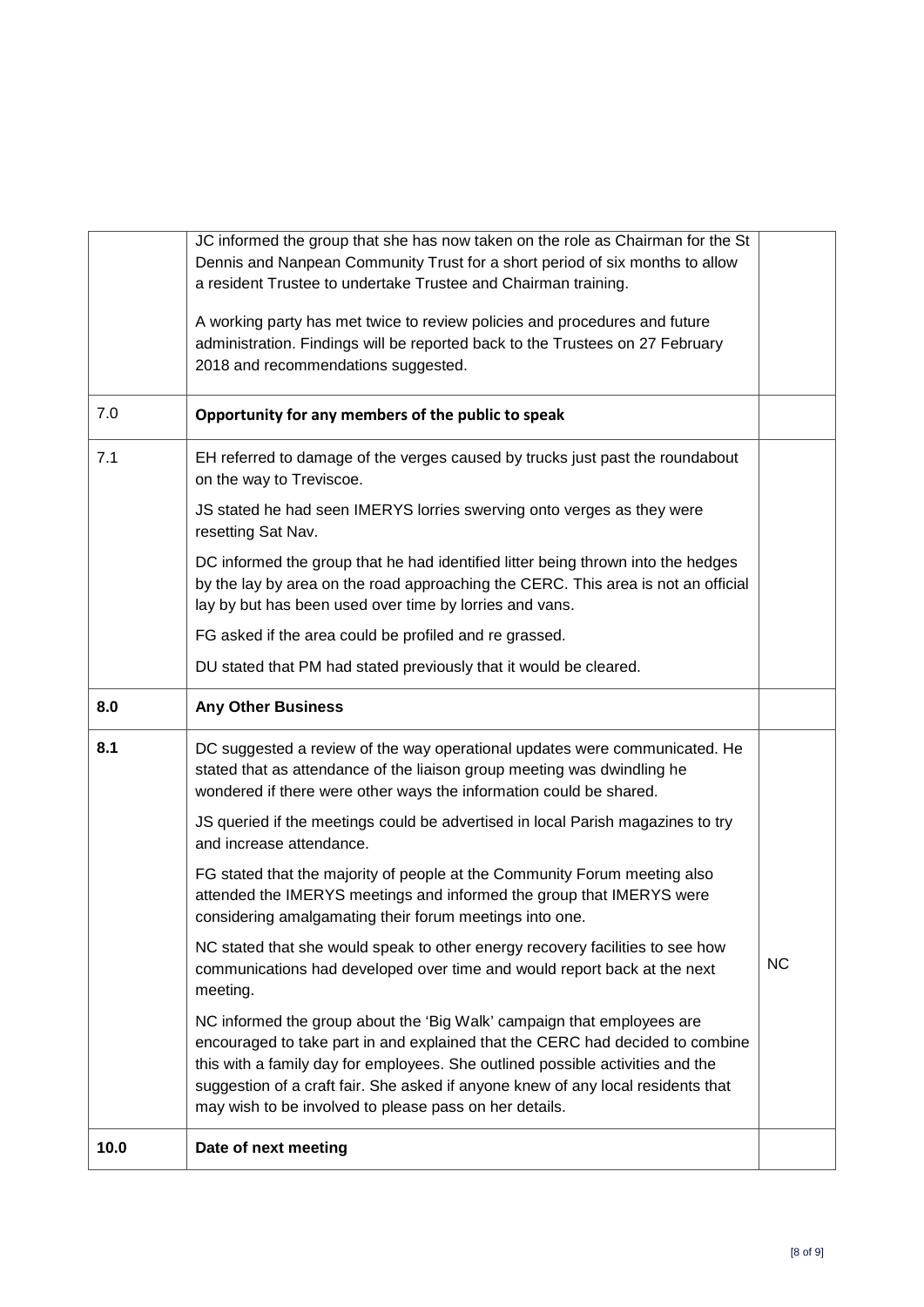|  |  |  |
|---|---|---|
|  | JC informed the group that she has now taken on the role as Chairman for the St Dennis and Nanpean Community Trust for a short period of six months to allow a resident Trustee to undertake Trustee and Chairman training.<br><br>A working party has met twice to review policies and procedures and future administration. Findings will be reported back to the Trustees on 27 February 2018 and recommendations suggested. |  |
| 7.0 | **Opportunity for any members of the public to speak** |  |
| 7.1 | EH referred to damage of the verges caused by trucks just past the roundabout on the way to Treviscoe.<br><br>JS stated he had seen IMERYS lorries swerving onto verges as they were resetting Sat Nav.<br><br>DC informed the group that he had identified litter being thrown into the hedges by the lay by area on the road approaching the CERC. This area is not an official lay by but has been used over time by lorries and vans.<br><br>FG asked if the area could be profiled and re grassed.<br><br>DU stated that PM had stated previously that it would be cleared. |  |
| **8.0** | **Any Other Business** |  |
| **8.1** | DC suggested a review of the way operational updates were communicated. He stated that as attendance of the liaison group meeting was dwindling he wondered if there were other ways the information could be shared.<br><br>JS queried if the meetings could be advertised in local Parish magazines to try and increase attendance.<br><br>FG stated that the majority of people at the Community Forum meeting also attended the IMERYS meetings and informed the group that IMERYS were considering amalgamating their forum meetings into one.<br><br>NC stated that she would speak to other energy recovery facilities to see how communications had developed over time and would report back at the next meeting.<br><br>NC informed the group about the 'Big Walk' campaign that employees are encouraged to take part in and explained that the CERC had decided to combine this with a family day for employees. She outlined possible activities and the suggestion of a craft fair. She asked if anyone knew of any local residents that may wish to be involved to please pass on her details. | NC |
| **10.0** | **Date of next meeting** |  |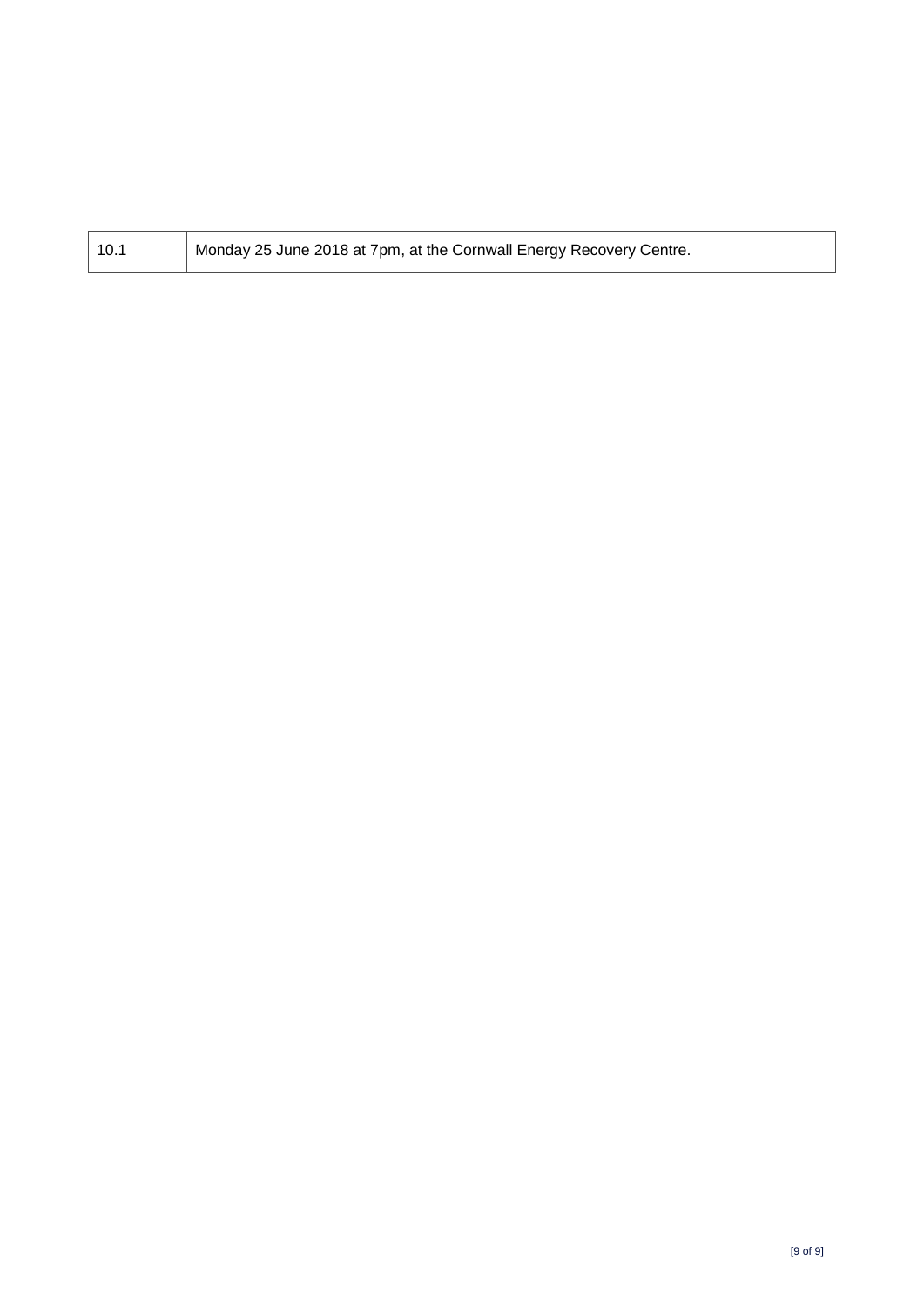| | | |
|---|---|---|
| 10.1 | Monday 25 June 2018 at 7pm, at the Cornwall Energy Recovery Centre. | |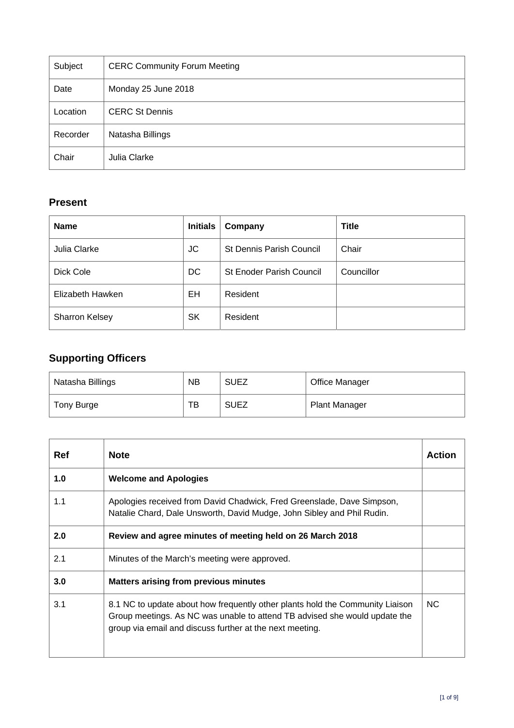| Subject | CERC Community Forum Meeting |
|---|---|
| Date | Monday 25 June 2018 |
| Location | CERC St Dennis |
| Recorder | Natasha Billings |
| Chair | Julia Clarke |

## Present

| Name | Initials | Company | Title |
|---|---|---|---|
| Julia Clarke | JC | St Dennis Parish Council | Chair |
| Dick Cole | DC | St Enoder Parish Council | Councillor |
| Elizabeth Hawken | EH | Resident | |
| Sharron Kelsey | SK | Resident | |

## Supporting Officers

| Name | Initials | Company | Title |
|---|---|---|---|
| Natasha Billings | NB | SUEZ | Office Manager |
| Tony Burge | TB | SUEZ | Plant Manager |

| Ref | Note | Action |
|---|---|---|
| **1.0** | **Welcome and Apologies** | |
| 1.1 | Apologies received from David Chadwick, Fred Greenslade, Dave Simpson, Natalie Chard, Dale Unsworth, David Mudge, John Sibley and Phil Rudin. | |
| **2.0** | **Review and agree minutes of meeting held on 26 March 2018** | |
| 2.1 | Minutes of the March's meeting were approved. | |
| **3.0** | **Matters arising from previous minutes** | |
| 3.1 | 8.1 NC to update about how frequently other plants hold the Community Liaison Group meetings. As NC was unable to attend TB advised she would update the group via email and discuss further at the next meeting. | NC |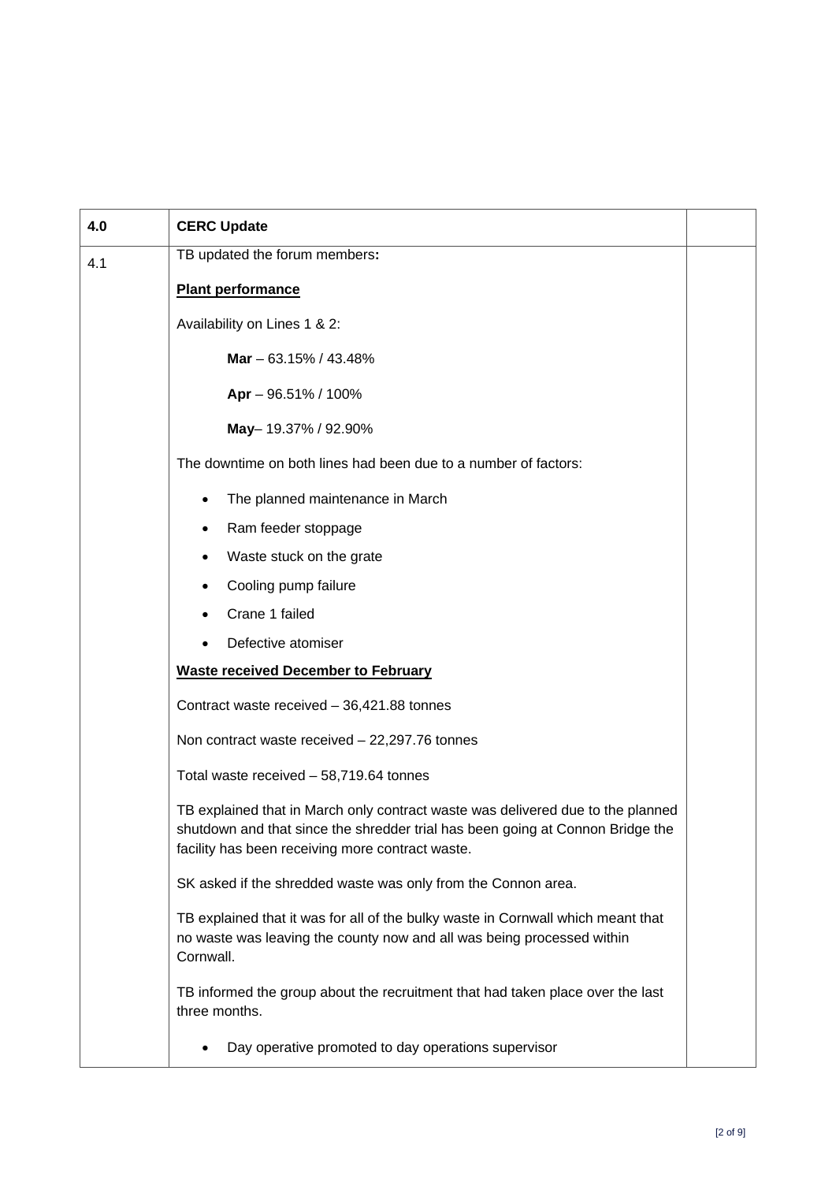| 4.0 | CERC Update | |
|---|---|---|
| 4.1 | TB updated the forum members**:**<br><br>**Plant performance**<br><br>Availability on Lines 1 & 2:<br><br>**Mar** – 63.15% / 43.48%<br><br>**Apr** – 96.51% / 100%<br><br>**May**– 19.37% / 92.90%<br><br>The downtime on both lines had been due to a number of factors:<br><br>• The planned maintenance in March<br>• Ram feeder stoppage<br>• Waste stuck on the grate<br>• Cooling pump failure<br>• Crane 1 failed<br>• Defective atomiser<br><br>**Waste received December to February**<br><br>Contract waste received – 36,421.88 tonnes<br><br>Non contract waste received – 22,297.76 tonnes<br><br>Total waste received – 58,719.64 tonnes<br><br>TB explained that in March only contract waste was delivered due to the planned shutdown and that since the shredder trial has been going at Connon Bridge the facility has been receiving more contract waste.<br><br>SK asked if the shredded waste was only from the Connon area.<br><br>TB explained that it was for all of the bulky waste in Cornwall which meant that no waste was leaving the county now and all was being processed within Cornwall.<br><br>TB informed the group about the recruitment that had taken place over the last three months.<br><br>• Day operative promoted to day operations supervisor | |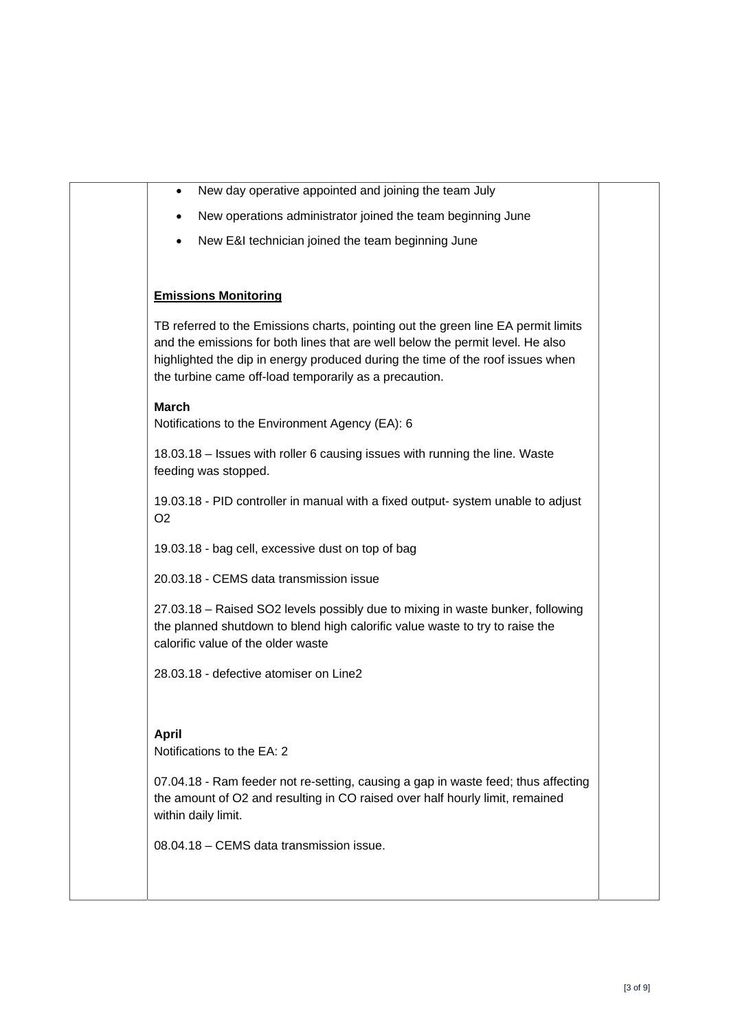- New day operative appointed and joining the team July
- New operations administrator joined the team beginning June
- New E&I technician joined the team beginning June

**Emissions Monitoring**

TB referred to the Emissions charts, pointing out the green line EA permit limits and the emissions for both lines that are well below the permit level. He also highlighted the dip in energy produced during the time of the roof issues when the turbine came off-load temporarily as a precaution.

**March**
Notifications to the Environment Agency (EA): 6

18.03.18 – Issues with roller 6 causing issues with running the line. Waste feeding was stopped.

19.03.18 - PID controller in manual with a fixed output- system unable to adjust $O_2$

19.03.18 - bag cell, excessive dust on top of bag

20.03.18 - CEMS data transmission issue

27.03.18 – Raised $SO_2$ levels possibly due to mixing in waste bunker, following the planned shutdown to blend high calorific value waste to try to raise the calorific value of the older waste

28.03.18 - defective atomiser on Line2

**April**
Notifications to the EA: 2

07.04.18 - Ram feeder not re-setting, causing a gap in waste feed; thus affecting the amount of $O_2$ and resulting in CO raised over half hourly limit, remained within daily limit.

08.04.18 – CEMS data transmission issue.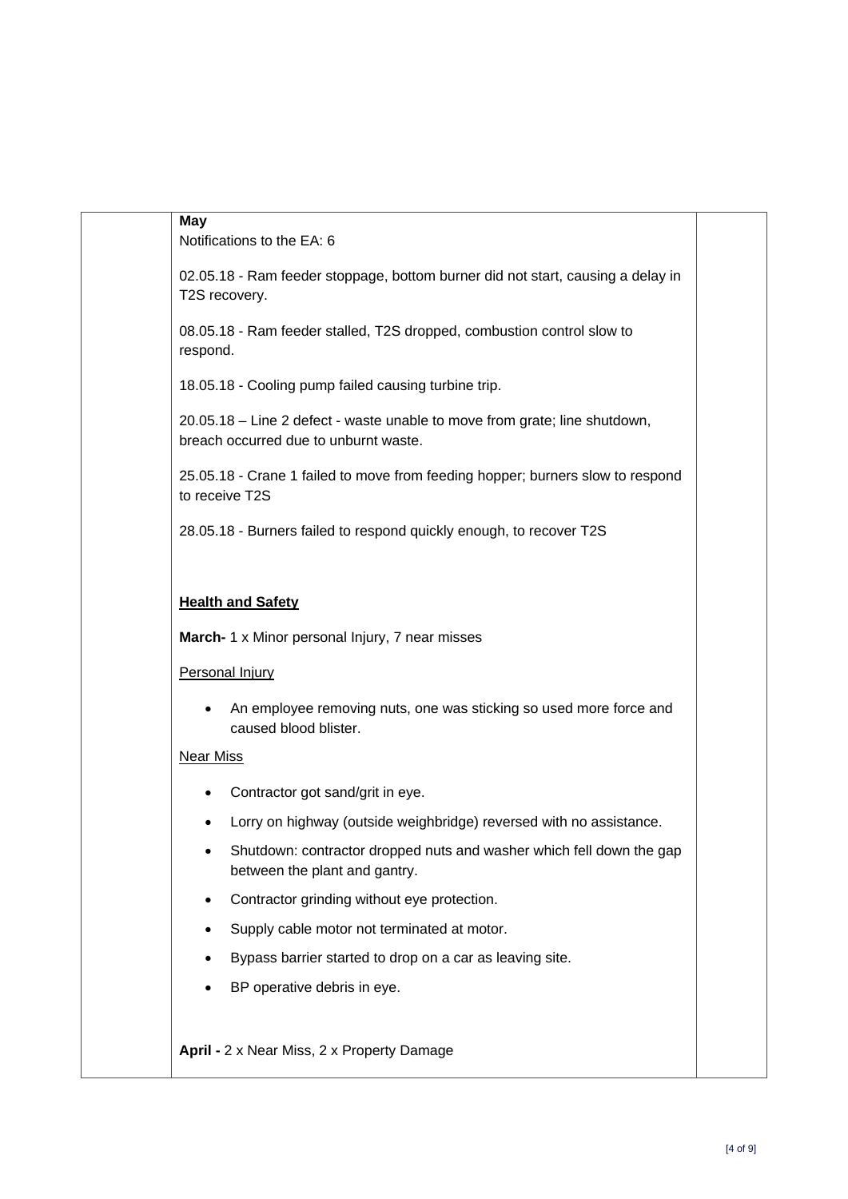**May**
Notifications to the EA: 6

02.05.18 - Ram feeder stoppage, bottom burner did not start, causing a delay in T2S recovery.

08.05.18 - Ram feeder stalled, T2S dropped, combustion control slow to respond.

18.05.18 - Cooling pump failed causing turbine trip.

20.05.18 – Line 2 defect - waste unable to move from grate; line shutdown, breach occurred due to unburnt waste.

25.05.18 - Crane 1 failed to move from feeding hopper; burners slow to respond to receive T2S

28.05.18 - Burners failed to respond quickly enough, to recover T2S

**Health and Safety**

**March-** 1 x Minor personal Injury, 7 near misses

Personal Injury

- An employee removing nuts, one was sticking so used more force and caused blood blister.

Near Miss

- Contractor got sand/grit in eye.
- Lorry on highway (outside weighbridge) reversed with no assistance.
- Shutdown: contractor dropped nuts and washer which fell down the gap between the plant and gantry.
- Contractor grinding without eye protection.
- Supply cable motor not terminated at motor.
- Bypass barrier started to drop on a car as leaving site.
- BP operative debris in eye.

**April -** 2 x Near Miss, 2 x Property Damage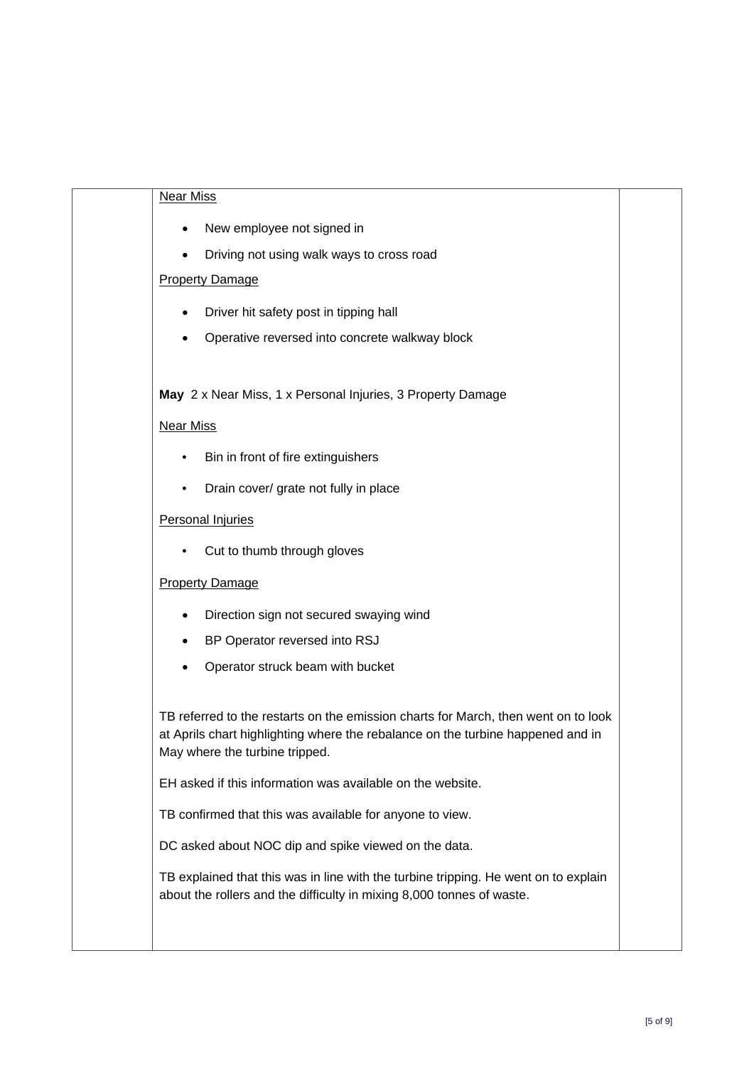<u>Near Miss</u>

- New employee not signed in
- Driving not using walk ways to cross road

<u>Property Damage</u>

- Driver hit safety post in tipping hall
- Operative reversed into concrete walkway block

**May** 2 x Near Miss, 1 x Personal Injuries, 3 Property Damage

<u>Near Miss</u>

- Bin in front of fire extinguishers
- Drain cover/ grate not fully in place

<u>Personal Injuries</u>

- Cut to thumb through gloves

<u>Property Damage</u>

- Direction sign not secured swaying wind
- BP Operator reversed into RSJ
- Operator struck beam with bucket

TB referred to the restarts on the emission charts for March, then went on to look at Aprils chart highlighting where the rebalance on the turbine happened and in May where the turbine tripped.

EH asked if this information was available on the website.

TB confirmed that this was available for anyone to view.

DC asked about NOC dip and spike viewed on the data.

TB explained that this was in line with the turbine tripping. He went on to explain about the rollers and the difficulty in mixing 8,000 tonnes of waste.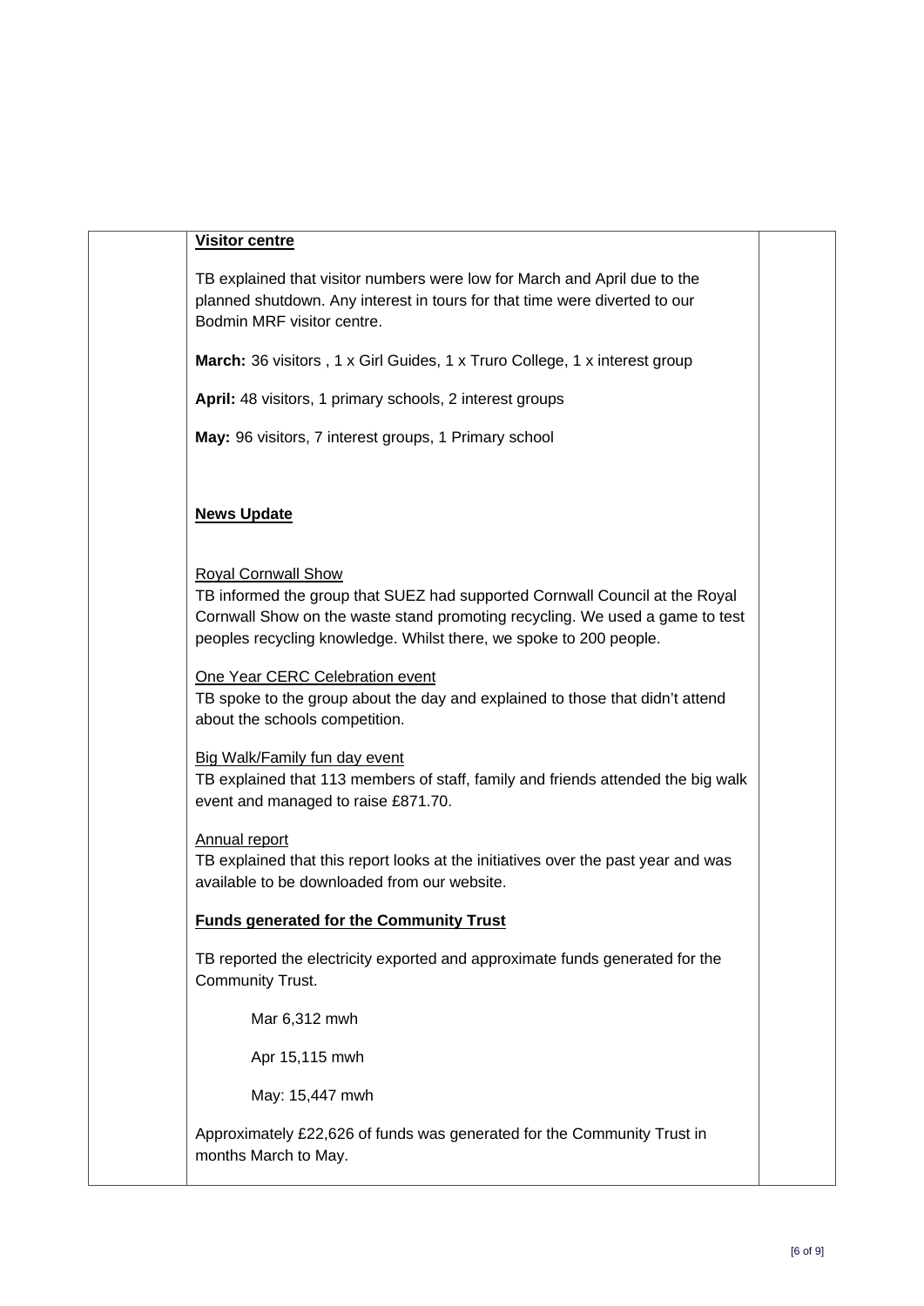**Visitor centre**

TB explained that visitor numbers were low for March and April due to the planned shutdown. Any interest in tours for that time were diverted to our Bodmin MRF visitor centre.

**March:** 36 visitors , 1 x Girl Guides, 1 x Truro College, 1 x interest group

**April:** 48 visitors, 1 primary schools, 2 interest groups

**May:** 96 visitors, 7 interest groups, 1 Primary school

**News Update**

Royal Cornwall Show

TB informed the group that SUEZ had supported Cornwall Council at the Royal Cornwall Show on the waste stand promoting recycling. We used a game to test peoples recycling knowledge. Whilst there, we spoke to 200 people.

One Year CERC Celebration event

TB spoke to the group about the day and explained to those that didn't attend about the schools competition.

Big Walk/Family fun day event

TB explained that 113 members of staff, family and friends attended the big walk event and managed to raise £871.70.

Annual report

TB explained that this report looks at the initiatives over the past year and was available to be downloaded from our website.

**Funds generated for the Community Trust**

TB reported the electricity exported and approximate funds generated for the Community Trust.

Mar 6,312 mwh

Apr 15,115 mwh

May: 15,447 mwh

Approximately £22,626 of funds was generated for the Community Trust in months March to May.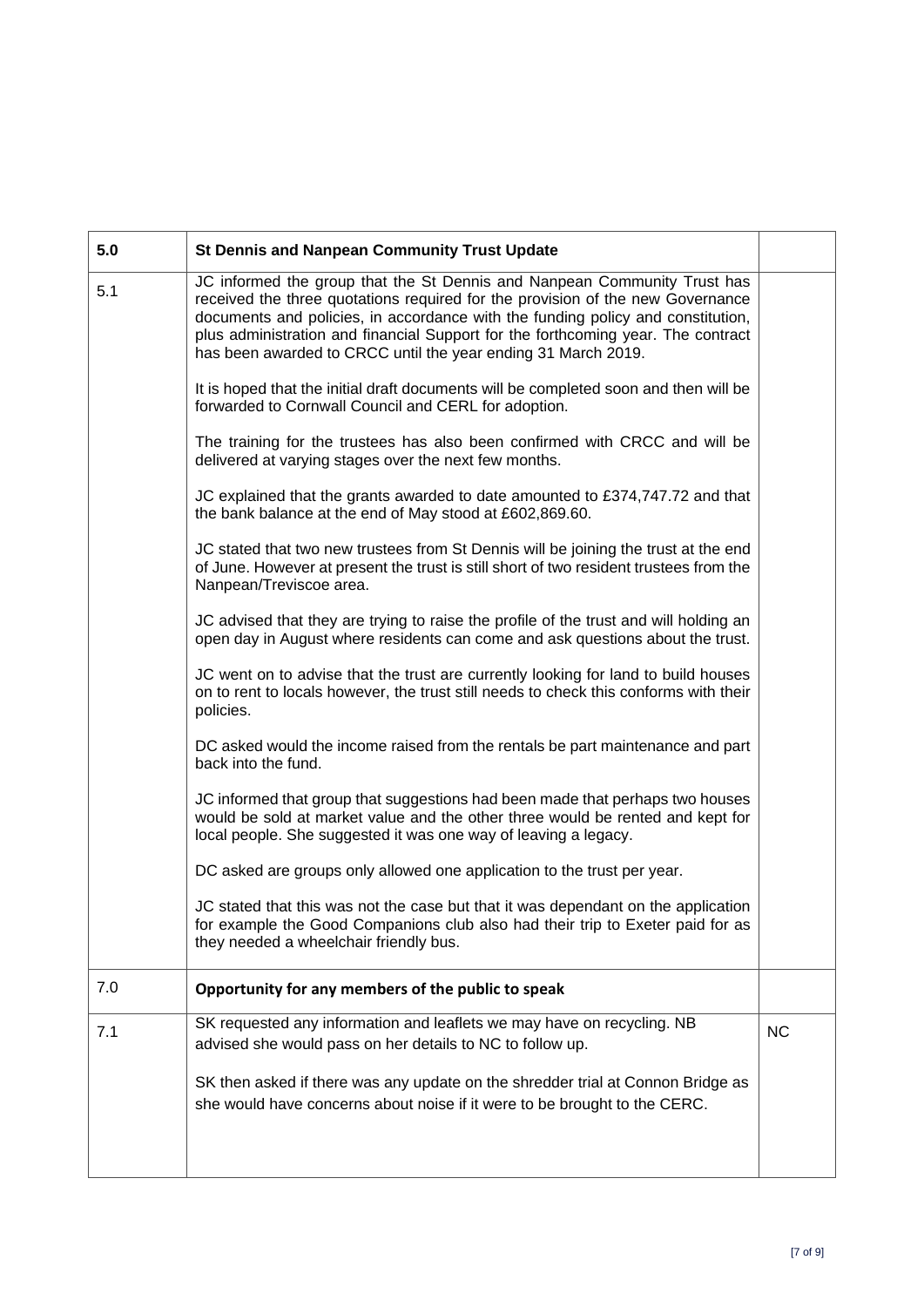| 5.0 | **St Dennis and Nanpean Community Trust Update** | |
|---|---|---|
| 5.1 | JC informed the group that the St Dennis and Nanpean Community Trust has received the three quotations required for the provision of the new Governance documents and policies, in accordance with the funding policy and constitution, plus administration and financial Support for the forthcoming year. The contract has been awarded to CRCC until the year ending 31 March 2019.<br><br>It is hoped that the initial draft documents will be completed soon and then will be forwarded to Cornwall Council and CERL for adoption.<br><br>The training for the trustees has also been confirmed with CRCC and will be delivered at varying stages over the next few months.<br><br>JC explained that the grants awarded to date amounted to £374,747.72 and that the bank balance at the end of May stood at £602,869.60.<br><br>JC stated that two new trustees from St Dennis will be joining the trust at the end of June. However at present the trust is still short of two resident trustees from the Nanpean/Treviscoe area.<br><br>JC advised that they are trying to raise the profile of the trust and will holding an open day in August where residents can come and ask questions about the trust.<br><br>JC went on to advise that the trust are currently looking for land to build houses on to rent to locals however, the trust still needs to check this conforms with their policies.<br><br>DC asked would the income raised from the rentals be part maintenance and part back into the fund.<br><br>JC informed that group that suggestions had been made that perhaps two houses would be sold at market value and the other three would be rented and kept for local people. She suggested it was one way of leaving a legacy.<br><br>DC asked are groups only allowed one application to the trust per year.<br><br>JC stated that this was not the case but that it was dependant on the application for example the Good Companions club also had their trip to Exeter paid for as they needed a wheelchair friendly bus. | |
| 7.0 | **Opportunity for any members of the public to speak** | |
| 7.1 | SK requested any information and leaflets we may have on recycling. NB advised she would pass on her details to NC to follow up.<br><br>SK then asked if there was any update on the shredder trial at Connon Bridge as she would have concerns about noise if it were to be brought to the CERC. | NC |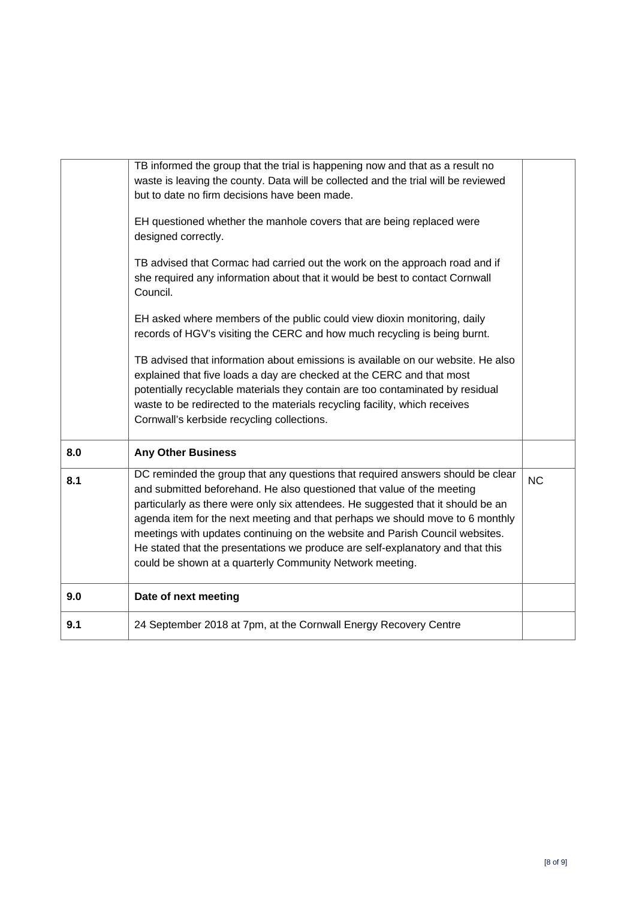| | | |
|---|---|---|
| | TB informed the group that the trial is happening now and that as a result no waste is leaving the county. Data will be collected and the trial will be reviewed but to date no firm decisions have been made.<br><br>EH questioned whether the manhole covers that are being replaced were designed correctly.<br><br>TB advised that Cormac had carried out the work on the approach road and if she required any information about that it would be best to contact Cornwall Council.<br><br>EH asked where members of the public could view dioxin monitoring, daily records of HGV's visiting the CERC and how much recycling is being burnt.<br><br>TB advised that information about emissions is available on our website. He also explained that five loads a day are checked at the CERC and that most potentially recyclable materials they contain are too contaminated by residual waste to be redirected to the materials recycling facility, which receives Cornwall's kerbside recycling collections. | |
| **8.0** | **Any Other Business** | |
| **8.1** | DC reminded the group that any questions that required answers should be clear and submitted beforehand. He also questioned that value of the meeting particularly as there were only six attendees. He suggested that it should be an agenda item for the next meeting and that perhaps we should move to 6 monthly meetings with updates continuing on the website and Parish Council websites. He stated that the presentations we produce are self-explanatory and that this could be shown at a quarterly Community Network meeting. | NC |
| **9.0** | **Date of next meeting** | |
| **9.1** | 24 September 2018 at 7pm, at the Cornwall Energy Recovery Centre | |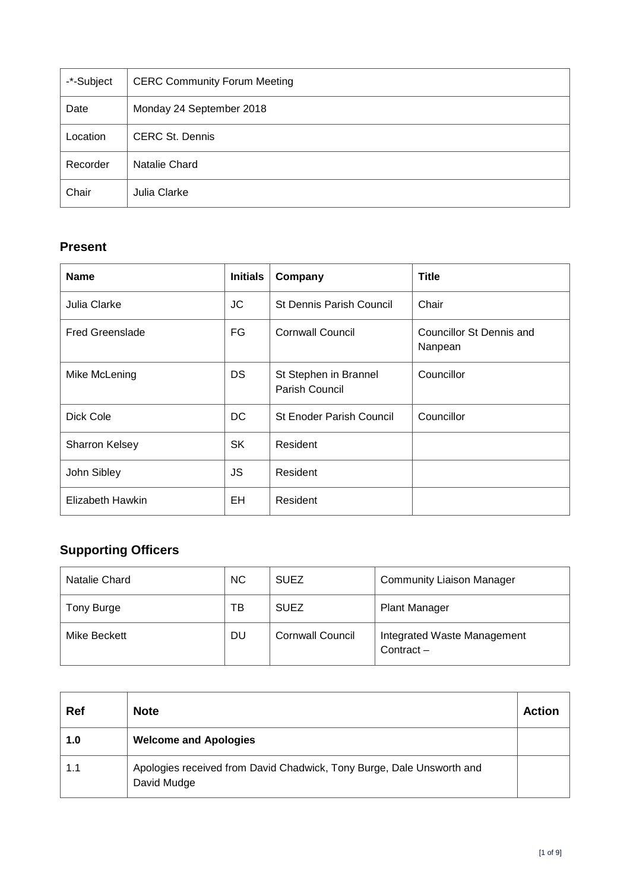| -*-Subject | CERC Community Forum Meeting |
| --- | --- |
| Date | Monday 24 September 2018 |
| Location | CERC St. Dennis |
| Recorder | Natalie Chard |
| Chair | Julia Clarke |

## Present

| Name | Initials | Company | Title |
| --- | --- | --- | --- |
| Julia Clarke | JC | St Dennis Parish Council | Chair |
| Fred Greenslade | FG | Cornwall Council | Councillor St Dennis and Nanpean |
| Mike McLening | DS | St Stephen in Brannel Parish Council | Councillor |
| Dick Cole | DC | St Enoder Parish Council | Councillor |
| Sharron Kelsey | SK | Resident | |
| John Sibley | JS | Resident | |
| Elizabeth Hawkin | EH | Resident | |

## Supporting Officers

| | | | |
| --- | --- | --- | --- |
| Natalie Chard | NC | SUEZ | Community Liaison Manager |
| Tony Burge | TB | SUEZ | Plant Manager |
| Mike Beckett | DU | Cornwall Council | Integrated Waste Management Contract – |

| Ref | Note | Action |
| --- | --- | --- |
| **1.0** | **Welcome and Apologies** | |
| 1.1 | Apologies received from David Chadwick, Tony Burge, Dale Unsworth and David Mudge | |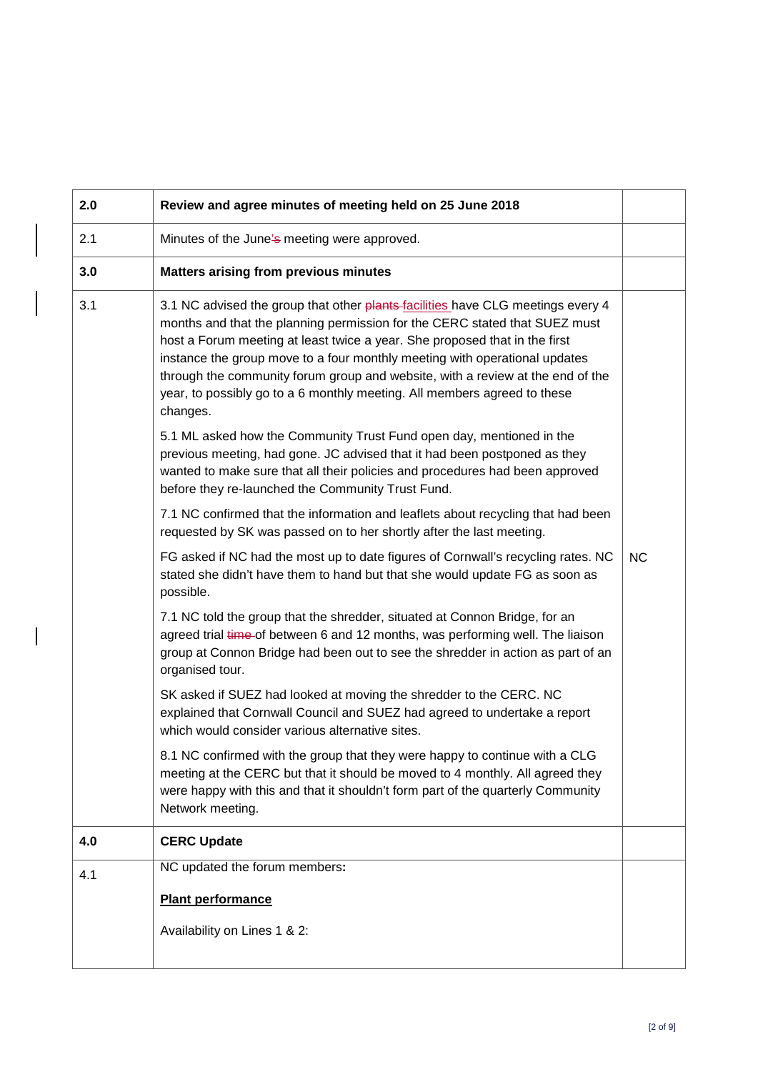| 2.0 | **Review and agree minutes of meeting held on 25 June 2018** | |
|---|---|---|
| 2.1 | Minutes of the June's meeting were approved. | |
| **3.0** | **Matters arising from previous minutes** | |
| 3.1 | 3.1 NC advised the group that other plants facilities have CLG meetings every 4 months and that the planning permission for the CERC stated that SUEZ must host a Forum meeting at least twice a year. She proposed that in the first instance the group move to a four monthly meeting with operational updates through the community forum group and website, with a review at the end of the year, to possibly go to a 6 monthly meeting. All members agreed to these changes. | |
| | 5.1 ML asked how the Community Trust Fund open day, mentioned in the previous meeting, had gone. JC advised that it had been postponed as they wanted to make sure that all their policies and procedures had been approved before they re-launched the Community Trust Fund. | |
| | 7.1 NC confirmed that the information and leaflets about recycling that had been requested by SK was passed on to her shortly after the last meeting. | |
| | FG asked if NC had the most up to date figures of Cornwall's recycling rates. NC stated she didn't have them to hand but that she would update FG as soon as possible. | NC |
| | 7.1 NC told the group that the shredder, situated at Connon Bridge, for an agreed trial time of between 6 and 12 months, was performing well. The liaison group at Connon Bridge had been out to see the shredder in action as part of an organised tour. | |
| | SK asked if SUEZ had looked at moving the shredder to the CERC. NC explained that Cornwall Council and SUEZ had agreed to undertake a report which would consider various alternative sites. | |
| | 8.1 NC confirmed with the group that they were happy to continue with a CLG meeting at the CERC but that it should be moved to 4 monthly. All agreed they were happy with this and that it shouldn't form part of the quarterly Community Network meeting. | |
| **4.0** | **CERC Update** | |
| 4.1 | NC updated the forum members:<br><br>**Plant performance**<br><br>Availability on Lines 1 & 2: | |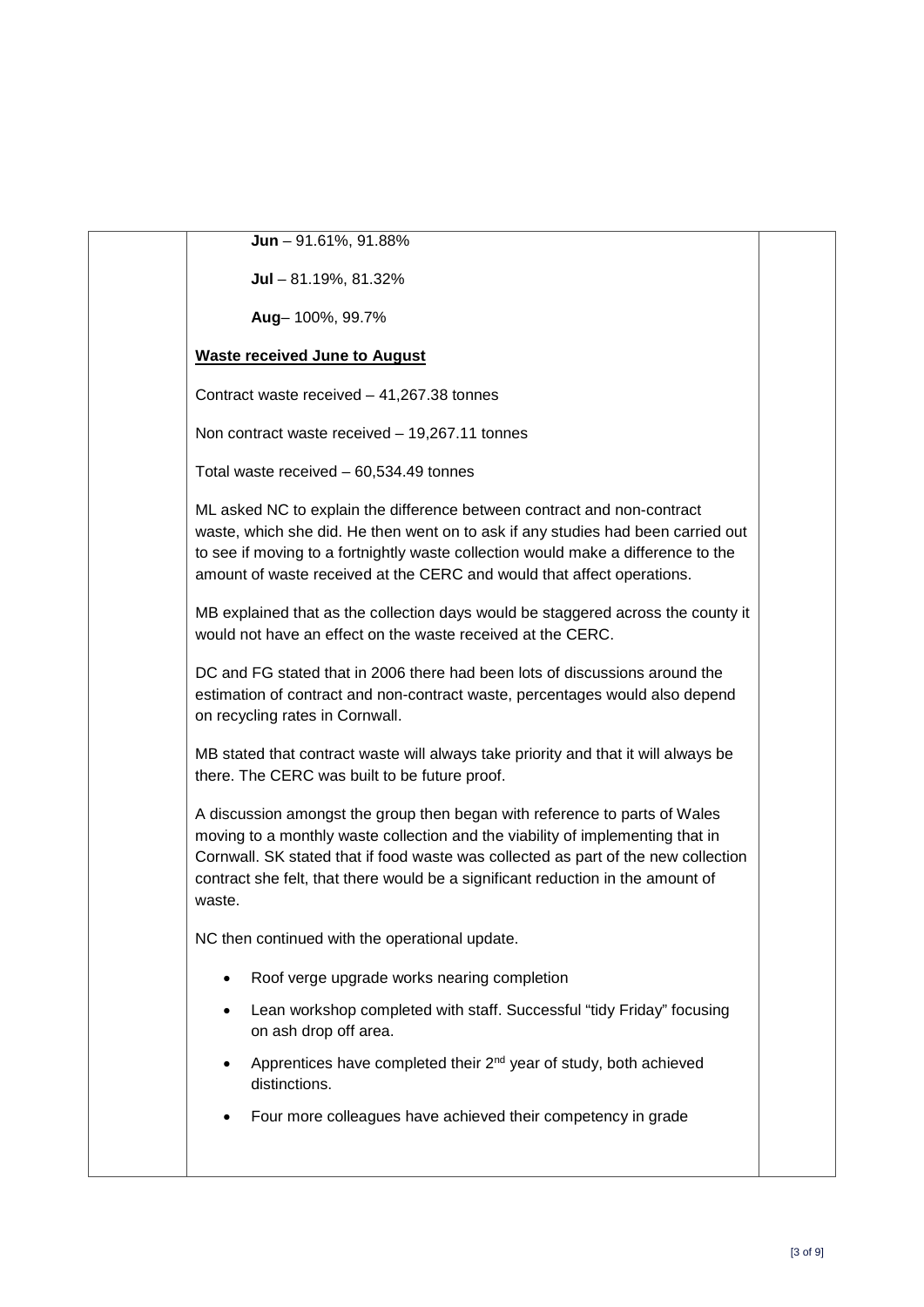**Jun** – 91.61%, 91.88%

**Jul** – 81.19%, 81.32%

**Aug**– 100%, 99.7%

**Waste received June to August**

Contract waste received – 41,267.38 tonnes

Non contract waste received – 19,267.11 tonnes

Total waste received – 60,534.49 tonnes

ML asked NC to explain the difference between contract and non-contract waste, which she did. He then went on to ask if any studies had been carried out to see if moving to a fortnightly waste collection would make a difference to the amount of waste received at the CERC and would that affect operations.

MB explained that as the collection days would be staggered across the county it would not have an effect on the waste received at the CERC.

DC and FG stated that in 2006 there had been lots of discussions around the estimation of contract and non-contract waste, percentages would also depend on recycling rates in Cornwall.

MB stated that contract waste will always take priority and that it will always be there. The CERC was built to be future proof.

A discussion amongst the group then began with reference to parts of Wales moving to a monthly waste collection and the viability of implementing that in Cornwall. SK stated that if food waste was collected as part of the new collection contract she felt, that there would be a significant reduction in the amount of waste.

NC then continued with the operational update.

- Roof verge upgrade works nearing completion
- Lean workshop completed with staff. Successful "tidy Friday" focusing on ash drop off area.
- Apprentices have completed their 2nd year of study, both achieved distinctions.
- Four more colleagues have achieved their competency in grade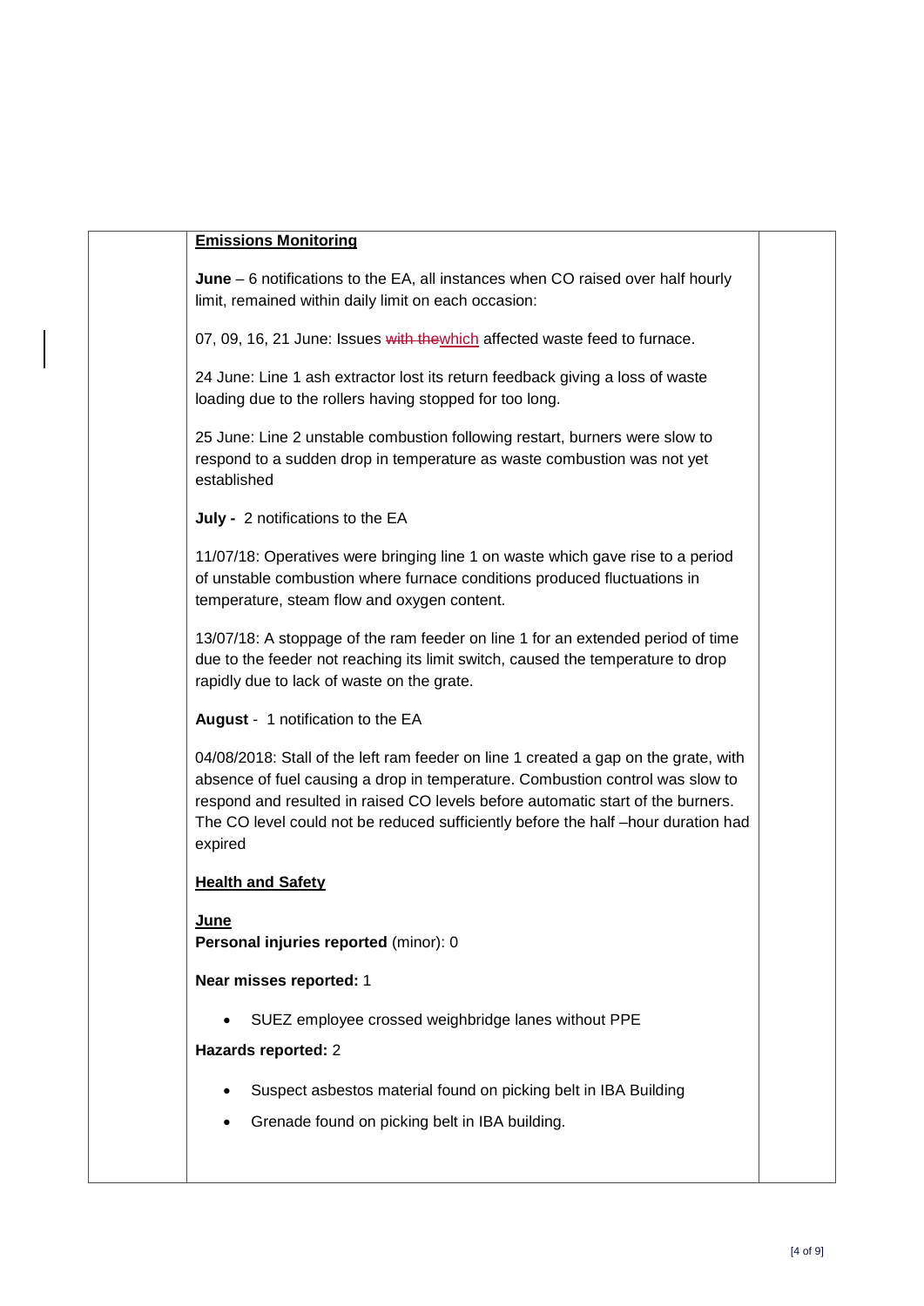**Emissions Monitoring**

**June** – 6 notifications to the EA, all instances when CO raised over half hourly limit, remained within daily limit on each occasion:

07, 09, 16, 21 June: Issues ~~with the~~which affected waste feed to furnace.

24 June: Line 1 ash extractor lost its return feedback giving a loss of waste loading due to the rollers having stopped for too long.

25 June: Line 2 unstable combustion following restart, burners were slow to respond to a sudden drop in temperature as waste combustion was not yet established

**July -** 2 notifications to the EA

11/07/18: Operatives were bringing line 1 on waste which gave rise to a period of unstable combustion where furnace conditions produced fluctuations in temperature, steam flow and oxygen content.

13/07/18: A stoppage of the ram feeder on line 1 for an extended period of time due to the feeder not reaching its limit switch, caused the temperature to drop rapidly due to lack of waste on the grate.

**August** - 1 notification to the EA

04/08/2018: Stall of the left ram feeder on line 1 created a gap on the grate, with absence of fuel causing a drop in temperature. Combustion control was slow to respond and resulted in raised CO levels before automatic start of the burners. The CO level could not be reduced sufficiently before the half –hour duration had expired

**Health and Safety**

**June**

**Personal injuries reported** (minor): 0

**Near misses reported:** 1

- SUEZ employee crossed weighbridge lanes without PPE

**Hazards reported:** 2

- Suspect asbestos material found on picking belt in IBA Building
- Grenade found on picking belt in IBA building.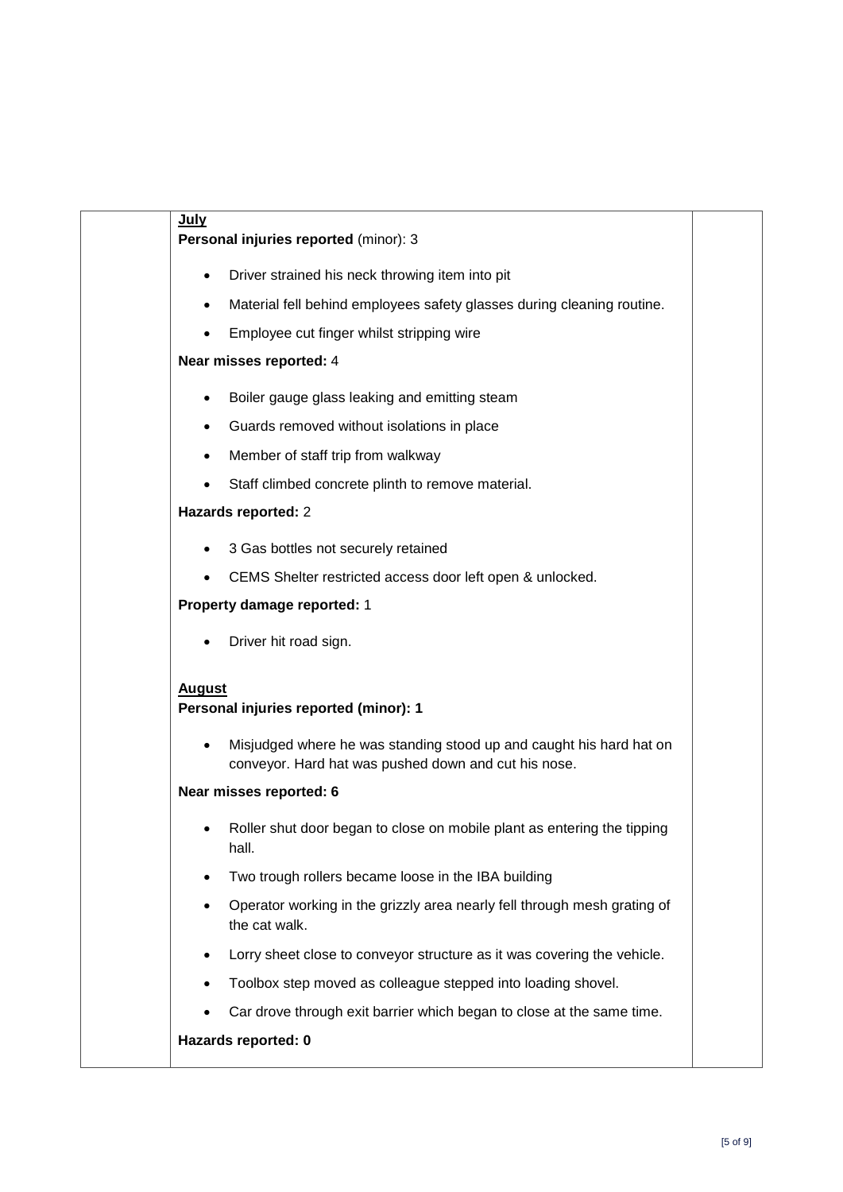**July**

**Personal injuries reported** (minor): 3

- Driver strained his neck throwing item into pit
- Material fell behind employees safety glasses during cleaning routine.
- Employee cut finger whilst stripping wire

**Near misses reported:** 4

- Boiler gauge glass leaking and emitting steam
- Guards removed without isolations in place
- Member of staff trip from walkway
- Staff climbed concrete plinth to remove material.

**Hazards reported:** 2

- 3 Gas bottles not securely retained
- CEMS Shelter restricted access door left open & unlocked.

**Property damage reported:** 1

- Driver hit road sign.

**August**

**Personal injuries reported (minor): 1**

- Misjudged where he was standing stood up and caught his hard hat on conveyor. Hard hat was pushed down and cut his nose.

**Near misses reported: 6**

- Roller shut door began to close on mobile plant as entering the tipping hall.
- Two trough rollers became loose in the IBA building
- Operator working in the grizzly area nearly fell through mesh grating of the cat walk.
- Lorry sheet close to conveyor structure as it was covering the vehicle.
- Toolbox step moved as colleague stepped into loading shovel.
- Car drove through exit barrier which began to close at the same time.

**Hazards reported: 0**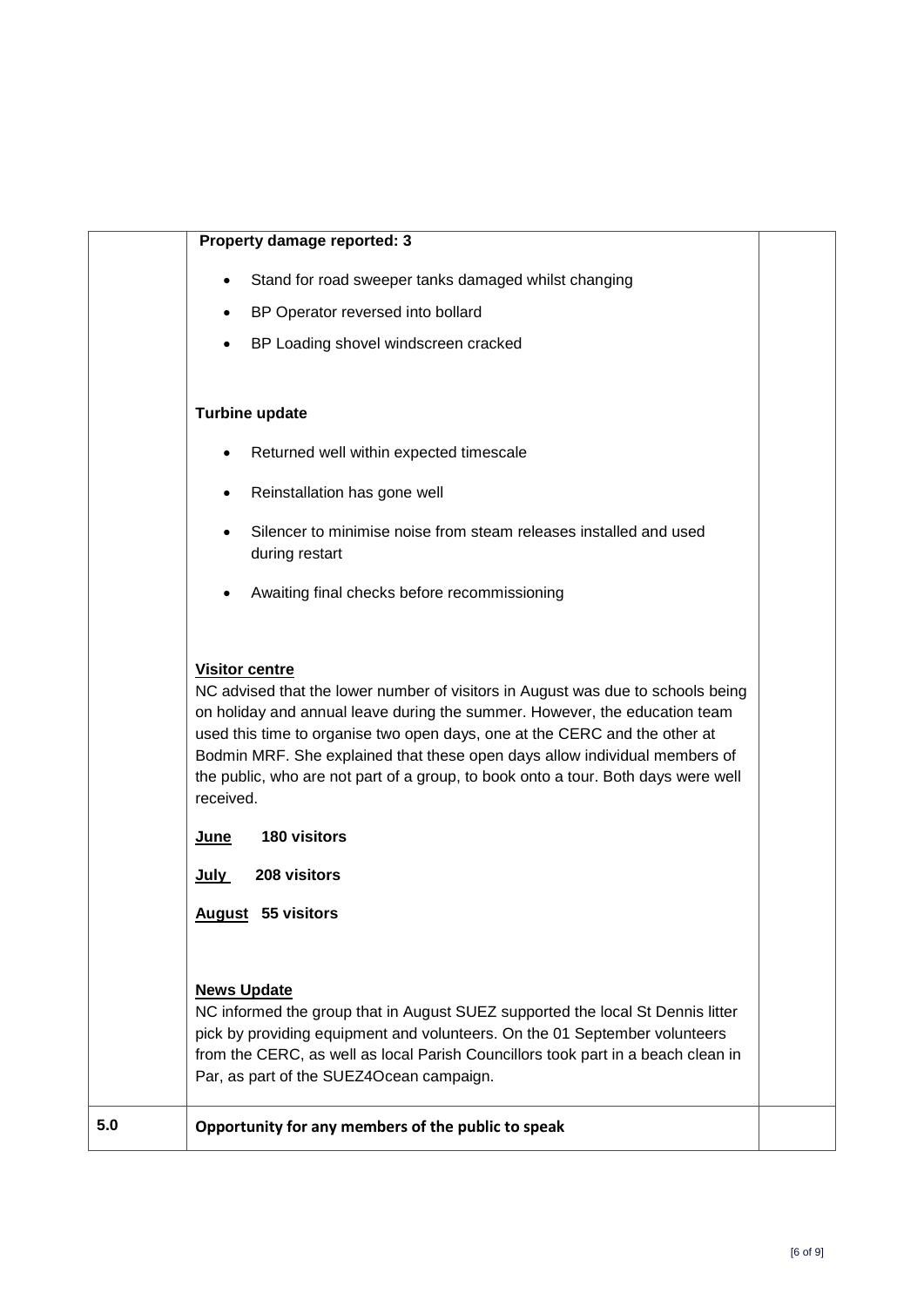| | | |
|---|---|---|
| | **Property damage reported: 3**<br><br>- Stand for road sweeper tanks damaged whilst changing<br>- BP Operator reversed into bollard<br>- BP Loading shovel windscreen cracked<br><br>**Turbine update**<br><br>- Returned well within expected timescale<br>- Reinstallation has gone well<br>- Silencer to minimise noise from steam releases installed and used during restart<br>- Awaiting final checks before recommissioning<br><br>**Visitor centre**<br>NC advised that the lower number of visitors in August was due to schools being on holiday and annual leave during the summer. However, the education team used this time to organise two open days, one at the CERC and the other at Bodmin MRF. She explained that these open days allow individual members of the public, who are not part of a group, to book onto a tour. Both days were well received.<br><br>**June** **180 visitors**<br><br>**July** **208 visitors**<br><br>**August** **55 visitors**<br><br>**News Update**<br>NC informed the group that in August SUEZ supported the local St Dennis litter pick by providing equipment and volunteers. On the 01 September volunteers from the CERC, as well as local Parish Councillors took part in a beach clean in Par, as part of the SUEZ4Ocean campaign. | |
| **5.0** | **Opportunity for any members of the public to speak** | |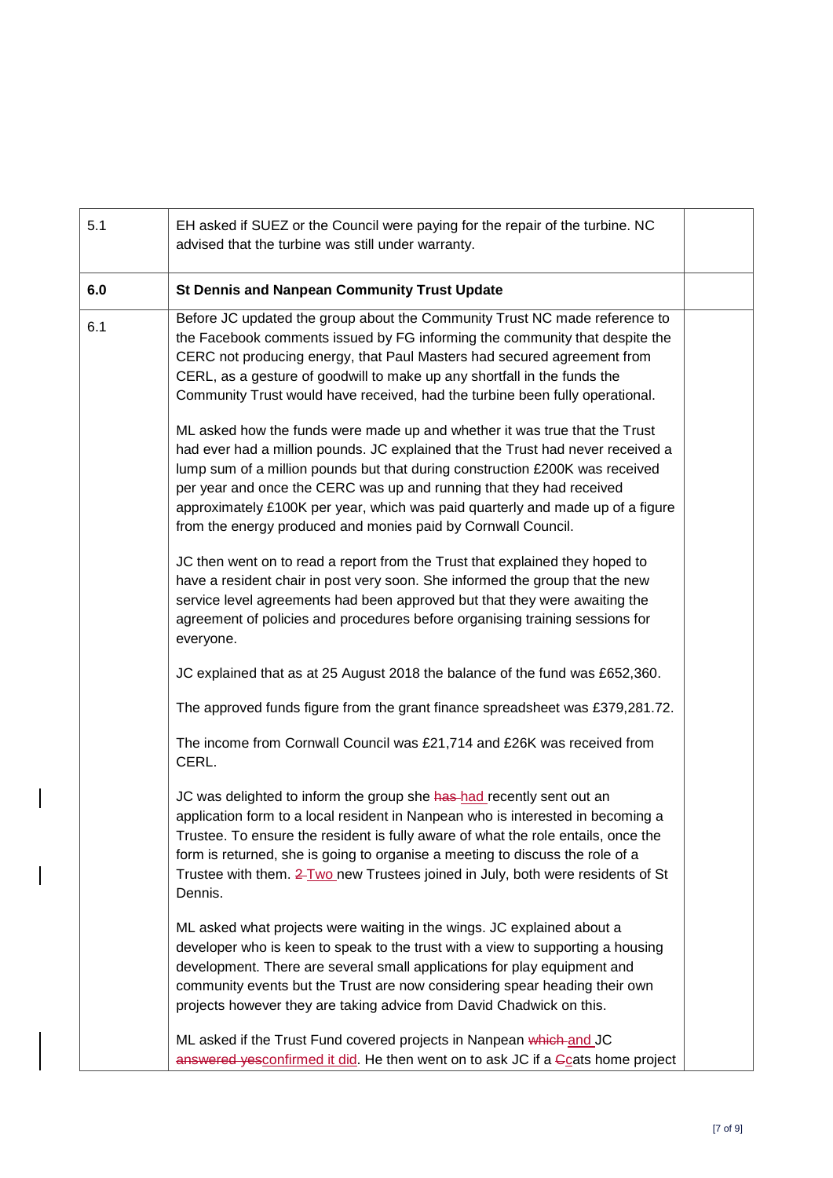| | | |
|---|---|---|
| 5.1 | EH asked if SUEZ or the Council were paying for the repair of the turbine. NC advised that the turbine was still under warranty. | |
| **6.0** | **St Dennis and Nanpean Community Trust Update** | |
| 6.1 | Before JC updated the group about the Community Trust NC made reference to the Facebook comments issued by FG informing the community that despite the CERC not producing energy, that Paul Masters had secured agreement from CERL, as a gesture of goodwill to make up any shortfall in the funds the Community Trust would have received, had the turbine been fully operational.<br><br>ML asked how the funds were made up and whether it was true that the Trust had ever had a million pounds. JC explained that the Trust had never received a lump sum of a million pounds but that during construction £200K was received per year and once the CERC was up and running that they had received approximately £100K per year, which was paid quarterly and made up of a figure from the energy produced and monies paid by Cornwall Council.<br><br>JC then went on to read a report from the Trust that explained they hoped to have a resident chair in post very soon. She informed the group that the new service level agreements had been approved but that they were awaiting the agreement of policies and procedures before organising training sessions for everyone.<br><br>JC explained that as at 25 August 2018 the balance of the fund was £652,360.<br><br>The approved funds figure from the grant finance spreadsheet was £379,281.72.<br><br>The income from Cornwall Council was £21,714 and £26K was received from CERL.<br><br>JC was delighted to inform the group she ~~has~~ had recently sent out an application form to a local resident in Nanpean who is interested in becoming a Trustee. To ensure the resident is fully aware of what the role entails, once the form is returned, she is going to organise a meeting to discuss the role of a Trustee with them. ~~2~~ Two new Trustees joined in July, both were residents of St Dennis.<br><br>ML asked what projects were waiting in the wings. JC explained about a developer who is keen to speak to the trust with a view to supporting a housing development. There are several small applications for play equipment and community events but the Trust are now considering spear heading their own projects however they are taking advice from David Chadwick on this.<br><br>ML asked if the Trust Fund covered projects in Nanpean ~~which~~ and JC ~~answered yes~~confirmed it did. He then went on to ask JC if a ~~C~~cats home project | |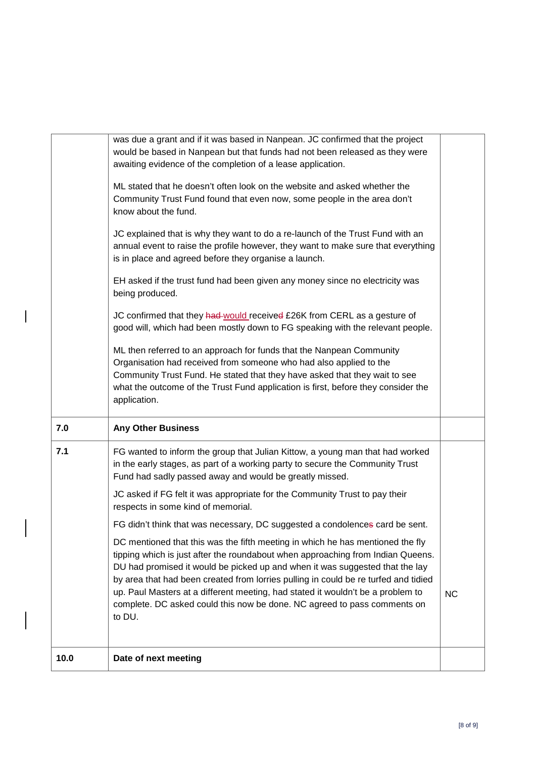|  |  |  |
| --- | --- | --- |
|  | was due a grant and if it was based in Nanpean. JC confirmed that the project would be based in Nanpean but that funds had not been released as they were awaiting evidence of the completion of a lease application.<br><br>ML stated that he doesn't often look on the website and asked whether the Community Trust Fund found that even now, some people in the area don't know about the fund.<br><br>JC explained that is why they want to do a re-launch of the Trust Fund with an annual event to raise the profile however, they want to make sure that everything is in place and agreed before they organise a launch.<br><br>EH asked if the trust fund had been given any money since no electricity was being produced.<br><br>JC confirmed that they ~~had~~ would received £26K from CERL as a gesture of good will, which had been mostly down to FG speaking with the relevant people.<br><br>ML then referred to an approach for funds that the Nanpean Community Organisation had received from someone who had also applied to the Community Trust Fund. He stated that they have asked that they wait to see what the outcome of the Trust Fund application is first, before they consider the application. |  |
| **7.0** | **Any Other Business** |  |
| **7.1** | FG wanted to inform the group that Julian Kittow, a young man that had worked in the early stages, as part of a working party to secure the Community Trust Fund had sadly passed away and would be greatly missed.<br><br>JC asked if FG felt it was appropriate for the Community Trust to pay their respects in some kind of memorial.<br><br>FG didn't think that was necessary, DC suggested a condolences card be sent.<br><br>DC mentioned that this was the fifth meeting in which he has mentioned the fly tipping which is just after the roundabout when approaching from Indian Queens. DU had promised it would be picked up and when it was suggested that the lay by area that had been created from lorries pulling in could be re turfed and tidied up. Paul Masters at a different meeting, had stated it wouldn't be a problem to complete. DC asked could this now be done. NC agreed to pass comments on to DU. | NC |
| **10.0** | **Date of next meeting** |  |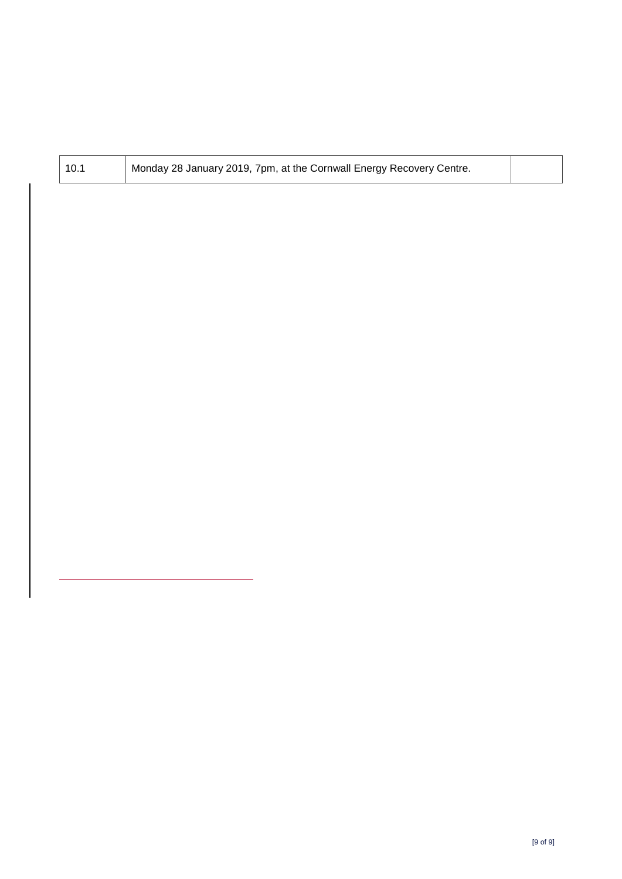| | | |
|---|---|---|
| 10.1 | Monday 28 January 2019, 7pm, at the Cornwall Energy Recovery Centre. | |